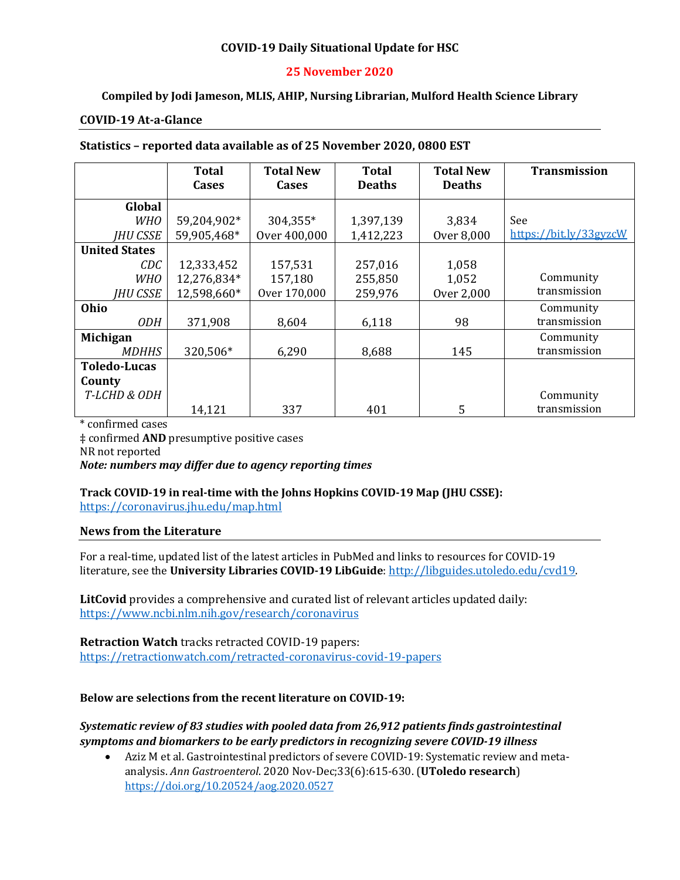**COVID-19 Daily Situational Update for HSC**

**25 November 2020**

**Compiled by Jodi Jameson, MLIS, AHIP, Nursing Librarian, Mulford Health Science Library**

## COVID-19 At-a-Glance

**Statistics – reported data available as of 25 November 2020, 0800 EST**

| | Total Cases | Total New Cases | Total Deaths | Total New Deaths | Transmission |
|---|---|---|---|---|---|
| **Global** | | | | | |
| *WHO* | 59,204,902* | 304,355* | 1,397,139 | 3,834 | See https://bit.ly/33gyzcW |
| *JHU CSSE* | 59,905,468* | Over 400,000 | 1,412,223 | Over 8,000 | |
| **United States** | | | | | |
| *CDC* | 12,333,452 | 157,531 | 257,016 | 1,058 | |
| *WHO* | 12,276,834* | 157,180 | 255,850 | 1,052 | Community transmission |
| *JHU CSSE* | 12,598,660* | Over 170,000 | 259,976 | Over 2,000 | |
| **Ohio** | | | | | |
| *ODH* | 371,908 | 8,604 | 6,118 | 98 | Community transmission |
| **Michigan** | | | | | |
| *MDHHS* | 320,506* | 6,290 | 8,688 | 145 | Community transmission |
| **Toledo-Lucas County** | | | | | |
| *T-LCHD & ODH* | 14,121 | 337 | 401 | 5 | Community transmission |

\* confirmed cases
‡ confirmed **AND** presumptive positive cases
NR not reported
***Note: numbers may differ due to agency reporting times***

**Track COVID-19 in real-time with the Johns Hopkins COVID-19 Map (JHU CSSE):**
https://coronavirus.jhu.edu/map.html

## News from the Literature

For a real-time, updated list of the latest articles in PubMed and links to resources for COVID-19 literature, see the **University Libraries COVID-19 LibGuide**: http://libguides.utoledo.edu/cvd19.

**LitCovid** provides a comprehensive and curated list of relevant articles updated daily:
https://www.ncbi.nlm.nih.gov/research/coronavirus

**Retraction Watch** tracks retracted COVID-19 papers:
https://retractionwatch.com/retracted-coronavirus-covid-19-papers

**Below are selections from the recent literature on COVID-19:**

***Systematic review of 83 studies with pooled data from 26,912 patients finds gastrointestinal symptoms and biomarkers to be early predictors in recognizing severe COVID-19 illness***

- Aziz M et al. Gastrointestinal predictors of severe COVID-19: Systematic review and meta-analysis. *Ann Gastroenterol*. 2020 Nov-Dec;33(6):615-630. (**UToledo research**) https://doi.org/10.20524/aog.2020.0527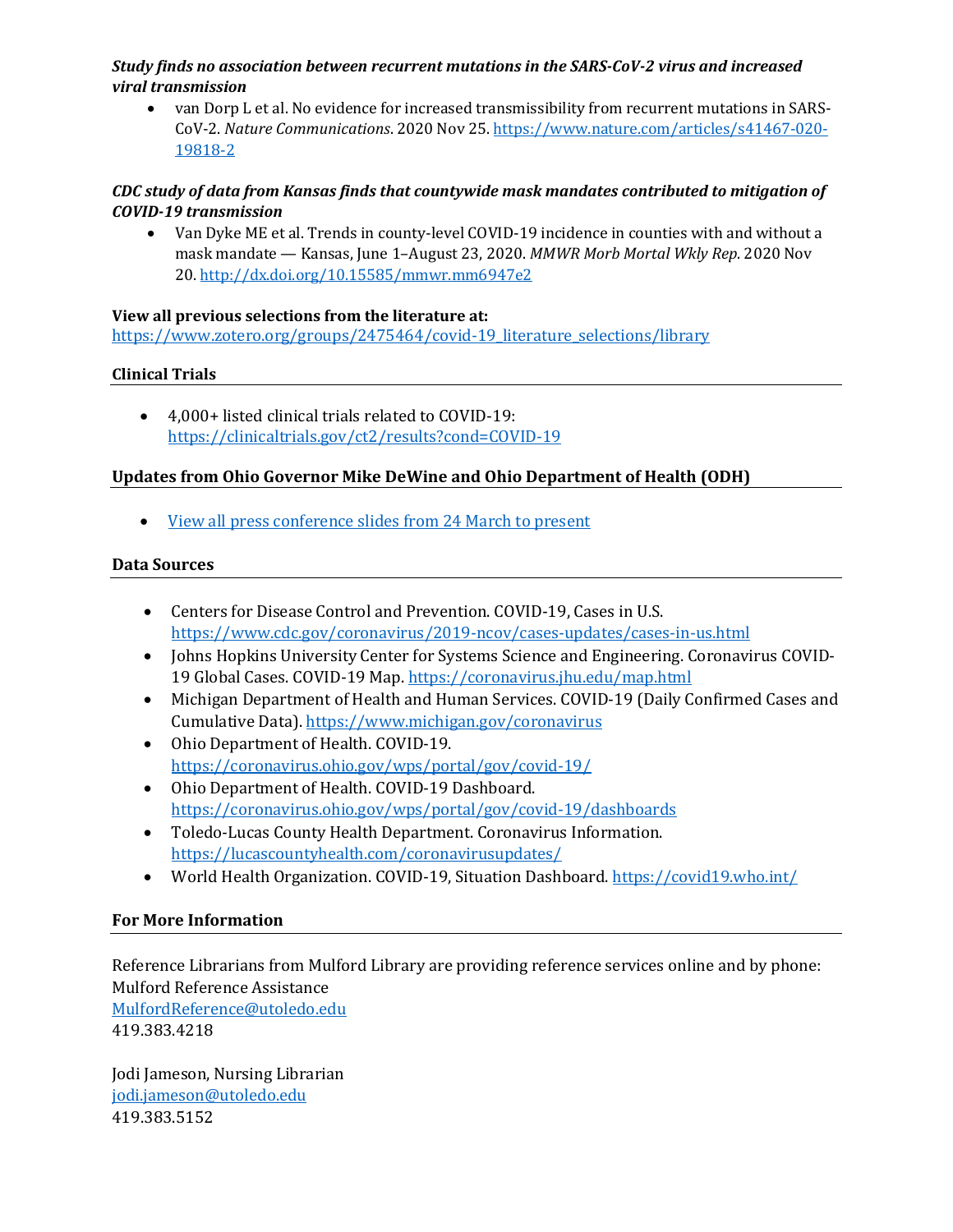***Study finds no association between recurrent mutations in the SARS-CoV-2 virus and increased viral transmission***

- van Dorp L et al. No evidence for increased transmissibility from recurrent mutations in SARS-CoV-2. *Nature Communications*. 2020 Nov 25. https://www.nature.com/articles/s41467-020-19818-2

***CDC study of data from Kansas finds that countywide mask mandates contributed to mitigation of COVID-19 transmission***

- Van Dyke ME et al. Trends in county-level COVID-19 incidence in counties with and without a mask mandate — Kansas, June 1–August 23, 2020. *MMWR Morb Mortal Wkly Rep*. 2020 Nov 20. http://dx.doi.org/10.15585/mmwr.mm6947e2

**View all previous selections from the literature at:**
https://www.zotero.org/groups/2475464/covid-19_literature_selections/library

## Clinical Trials

- 4,000+ listed clinical trials related to COVID-19: https://clinicaltrials.gov/ct2/results?cond=COVID-19

## Updates from Ohio Governor Mike DeWine and Ohio Department of Health (ODH)

- View all press conference slides from 24 March to present

## Data Sources

- Centers for Disease Control and Prevention. COVID-19, Cases in U.S. https://www.cdc.gov/coronavirus/2019-ncov/cases-updates/cases-in-us.html
- Johns Hopkins University Center for Systems Science and Engineering. Coronavirus COVID-19 Global Cases. COVID-19 Map. https://coronavirus.jhu.edu/map.html
- Michigan Department of Health and Human Services. COVID-19 (Daily Confirmed Cases and Cumulative Data). https://www.michigan.gov/coronavirus
- Ohio Department of Health. COVID-19. https://coronavirus.ohio.gov/wps/portal/gov/covid-19/
- Ohio Department of Health. COVID-19 Dashboard. https://coronavirus.ohio.gov/wps/portal/gov/covid-19/dashboards
- Toledo-Lucas County Health Department. Coronavirus Information. https://lucascountyhealth.com/coronavirusupdates/
- World Health Organization. COVID-19, Situation Dashboard. https://covid19.who.int/

## For More Information

Reference Librarians from Mulford Library are providing reference services online and by phone:
Mulford Reference Assistance
MulfordReference@utoledo.edu
419.383.4218

Jodi Jameson, Nursing Librarian
jodi.jameson@utoledo.edu
419.383.5152